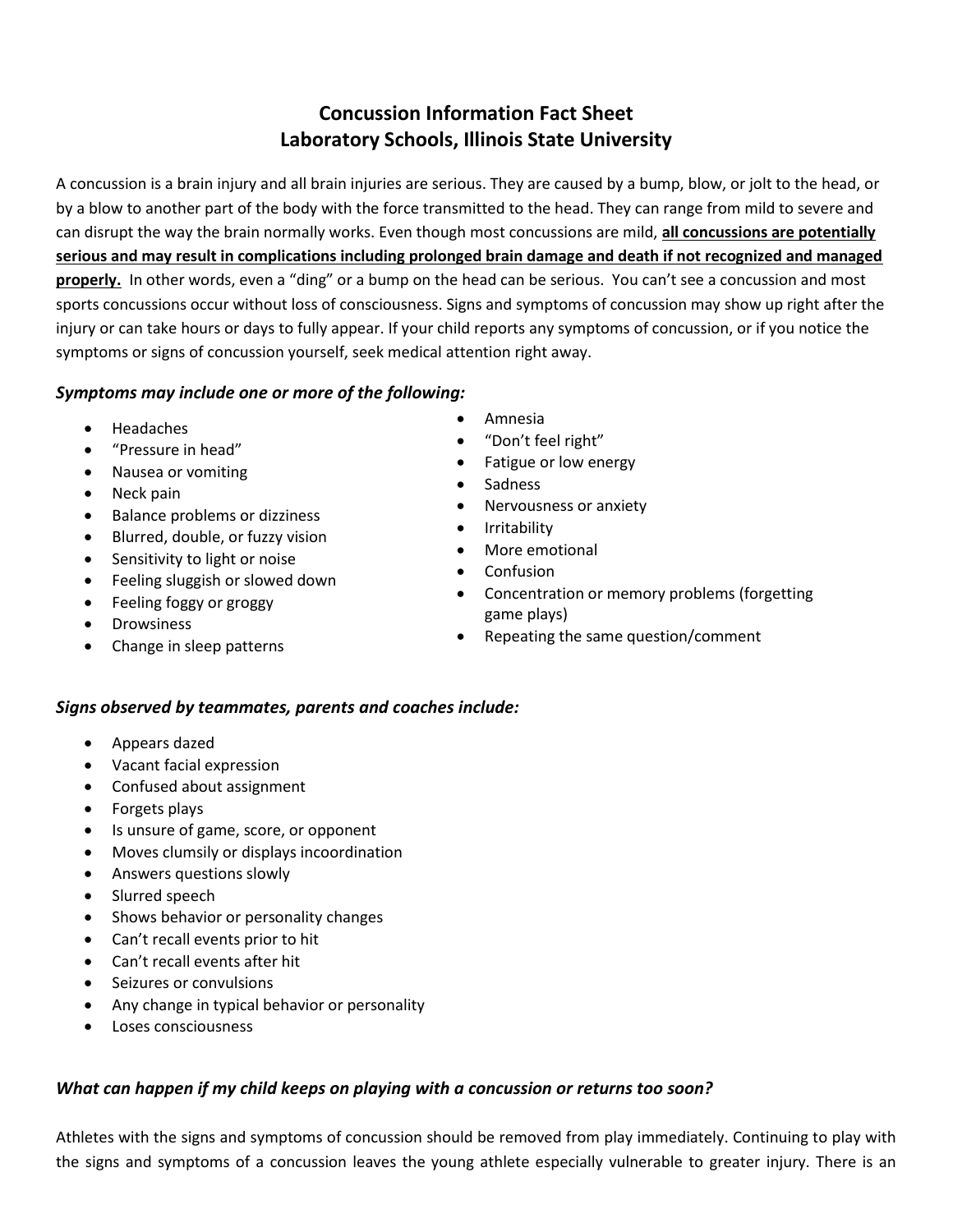# Concussion Information Fact Sheet
# Laboratory Schools, Illinois State University

A concussion is a brain injury and all brain injuries are serious. They are caused by a bump, blow, or jolt to the head, or by a blow to another part of the body with the force transmitted to the head. They can range from mild to severe and can disrupt the way the brain normally works. Even though most concussions are mild, **all concussions are potentially serious and may result in complications including prolonged brain damage and death if not recognized and managed properly.** In other words, even a "ding" or a bump on the head can be serious. You can't see a concussion and most sports concussions occur without loss of consciousness. Signs and symptoms of concussion may show up right after the injury or can take hours or days to fully appear. If your child reports any symptoms of concussion, or if you notice the symptoms or signs of concussion yourself, seek medical attention right away.

### *Symptoms may include one or more of the following:*

- Headaches
- "Pressure in head"
- Nausea or vomiting
- Neck pain
- Balance problems or dizziness
- Blurred, double, or fuzzy vision
- Sensitivity to light or noise
- Feeling sluggish or slowed down
- Feeling foggy or groggy
- Drowsiness
- Change in sleep patterns
- Amnesia
- "Don't feel right"
- Fatigue or low energy
- Sadness
- Nervousness or anxiety
- Irritability
- More emotional
- Confusion
- Concentration or memory problems (forgetting game plays)
- Repeating the same question/comment

### *Signs observed by teammates, parents and coaches include:*

- Appears dazed
- Vacant facial expression
- Confused about assignment
- Forgets plays
- Is unsure of game, score, or opponent
- Moves clumsily or displays incoordination
- Answers questions slowly
- Slurred speech
- Shows behavior or personality changes
- Can't recall events prior to hit
- Can't recall events after hit
- Seizures or convulsions
- Any change in typical behavior or personality
- Loses consciousness

### *What can happen if my child keeps on playing with a concussion or returns too soon?*

Athletes with the signs and symptoms of concussion should be removed from play immediately. Continuing to play with the signs and symptoms of a concussion leaves the young athlete especially vulnerable to greater injury. There is an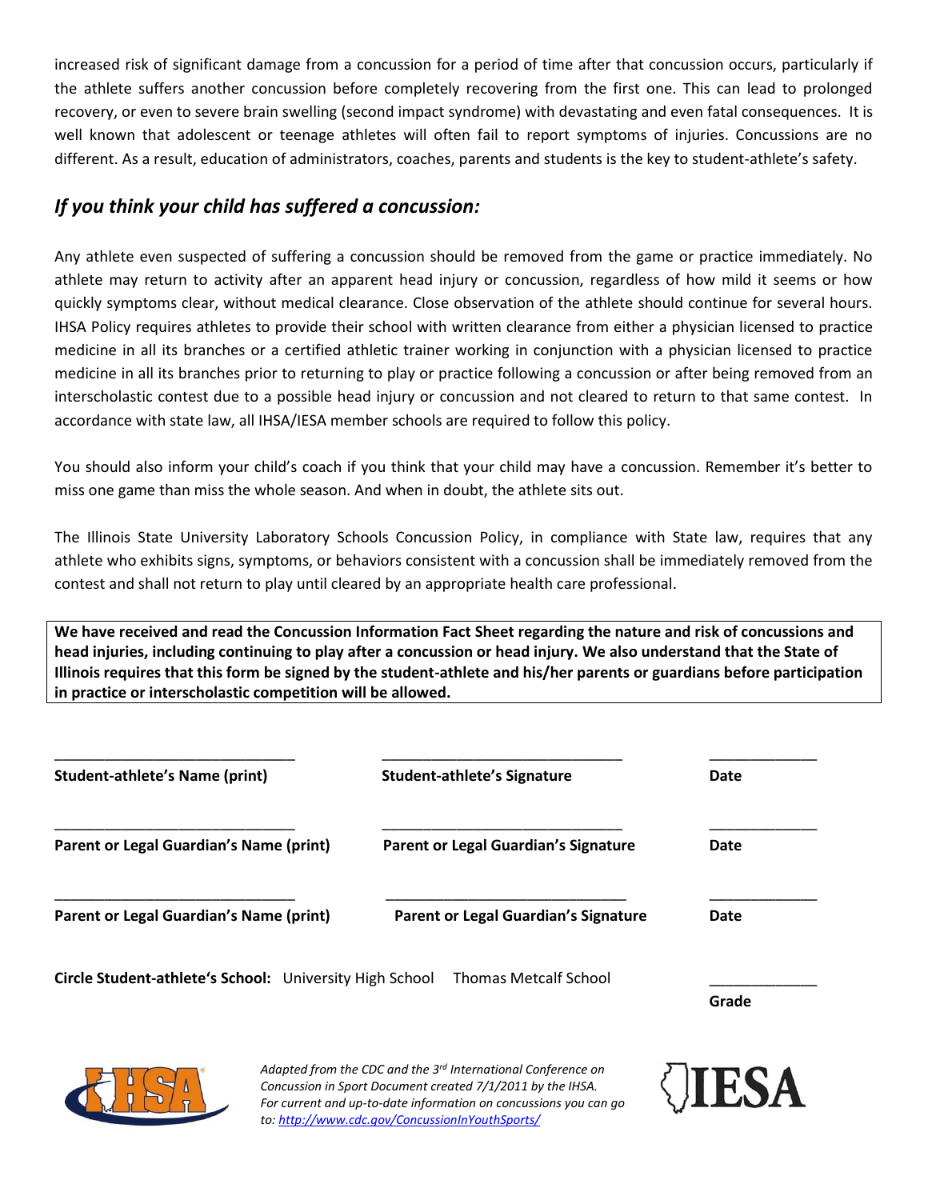increased risk of significant damage from a concussion for a period of time after that concussion occurs, particularly if the athlete suffers another concussion before completely recovering from the first one. This can lead to prolonged recovery, or even to severe brain swelling (second impact syndrome) with devastating and even fatal consequences. It is well known that adolescent or teenage athletes will often fail to report symptoms of injuries. Concussions are no different. As a result, education of administrators, coaches, parents and students is the key to student-athlete's safety.

## *If you think your child has suffered a concussion:*

Any athlete even suspected of suffering a concussion should be removed from the game or practice immediately. No athlete may return to activity after an apparent head injury or concussion, regardless of how mild it seems or how quickly symptoms clear, without medical clearance. Close observation of the athlete should continue for several hours. IHSA Policy requires athletes to provide their school with written clearance from either a physician licensed to practice medicine in all its branches or a certified athletic trainer working in conjunction with a physician licensed to practice medicine in all its branches prior to returning to play or practice following a concussion or after being removed from an interscholastic contest due to a possible head injury or concussion and not cleared to return to that same contest. In accordance with state law, all IHSA/IESA member schools are required to follow this policy.

You should also inform your child's coach if you think that your child may have a concussion. Remember it's better to miss one game than miss the whole season. And when in doubt, the athlete sits out.

The Illinois State University Laboratory Schools Concussion Policy, in compliance with State law, requires that any athlete who exhibits signs, symptoms, or behaviors consistent with a concussion shall be immediately removed from the contest and shall not return to play until cleared by an appropriate health care professional.

**We have received and read the Concussion Information Fact Sheet regarding the nature and risk of concussions and head injuries, including continuing to play after a concussion or head injury. We also understand that the State of Illinois requires that this form be signed by the student-athlete and his/her parents or guardians before participation in practice or interscholastic competition will be allowed.**

| | | |
|---|---|---|
| ______________________________ | ______________________________ | _____________ |
| **Student-athlete's Name (print)** | **Student-athlete's Signature** | **Date** |
| ______________________________ | ______________________________ | _____________ |
| **Parent or Legal Guardian's Name (print)** | **Parent or Legal Guardian's Signature** | **Date** |
| ______________________________ | ______________________________ | _____________ |
| **Parent or Legal Guardian's Name (print)** | **Parent or Legal Guardian's Signature** | **Date** |

**Circle Student-athlete's School:** University High School    Thomas Metcalf School    _____________ **Grade**

IHSA

*Adapted from the CDC and the 3rd International Conference on Concussion in Sport Document created 7/1/2011 by the IHSA. For current and up-to-date information on concussions you can go to: http://www.cdc.gov/ConcussionInYouthSports/*

IESA